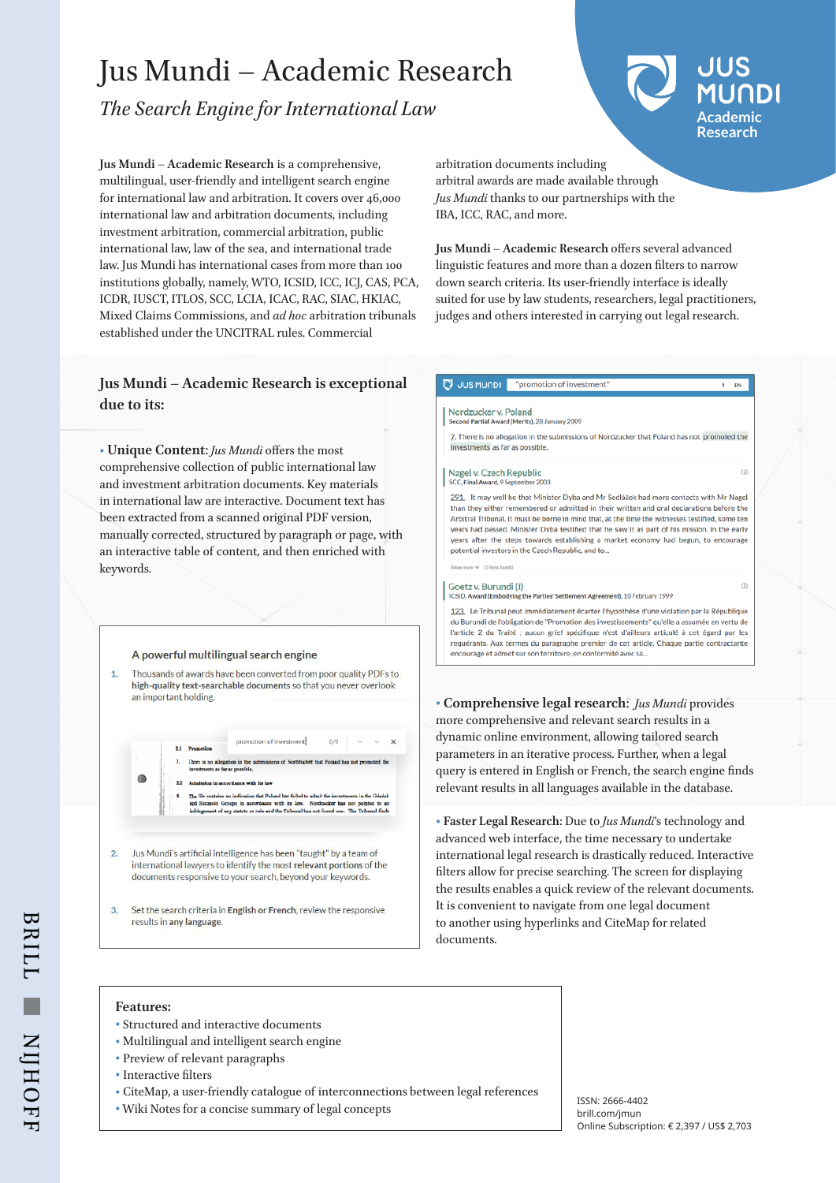# Jus Mundi – Academic Research

*The Search Engine for International Law*

**Jus Mundi** – **Academic Research** is a comprehensive, multilingual, user-friendly and intelligent search engine for international law and arbitration. It covers over 46,000 international law and arbitration documents, including investment arbitration, commercial arbitration, public international law, law of the sea, and international trade law. Jus Mundi has international cases from more than 100 institutions globally, namely, WTO, ICSID, ICC, ICJ, CAS, PCA, ICDR, IUSCT, ITLOS, SCC, LCIA, ICAC, RAC, SIAC, HKIAC, Mixed Claims Commissions, and *ad hoc* arbitration tribunals established under the UNCITRAL rules. Commercial arbitration documents including arbitral awards are made available through *Jus Mundi* thanks to our partnerships with the IBA, ICC, RAC, and more.

**Jus Mundi** – **Academic Research** offers several advanced linguistic features and more than a dozen filters to narrow down search criteria. Its user-friendly interface is ideally suited for use by law students, researchers, legal practitioners, judges and others interested in carrying out legal research.

## Jus Mundi – Academic Research is exceptional due to its:

- **Unique Content**: *Jus Mundi* offers the most comprehensive collection of public international law and investment arbitration documents. Key materials in international law are interactive. Document text has been extracted from a scanned original PDF version, manually corrected, structured by paragraph or page, with an interactive table of content, and then enriched with keywords.

A powerful multilingual search engine

1. Thousands of awards have been converted from poor quality PDFs to **high-quality text-searchable documents** so that you never overlook an important holding.
2. Jus Mundi's artificial intelligence has been "taught" by a team of international lawyers to identify the most **relevant portions** of the documents responsive to your search, beyond your keywords.
3. Set the search criteria in **English or French**, review the responsive results in **any language**.

- **Comprehensive legal research**: *Jus Mundi* provides more comprehensive and relevant search results in a dynamic online environment, allowing tailored search parameters in an iterative process. Further, when a legal query is entered in English or French, the search engine finds relevant results in all languages available in the database.

- **Faster Legal Research**: Due to *Jus Mundi*'s technology and advanced web interface, the time necessary to undertake international legal research is drastically reduced. Interactive filters allow for precise searching. The screen for displaying the results enables a quick review of the relevant documents. It is convenient to navigate from one legal document to another using hyperlinks and CiteMap for related documents.

**Features:**

- Structured and interactive documents
- Multilingual and intelligent search engine
- Preview of relevant paragraphs
- Interactive filters
- CiteMap, a user-friendly catalogue of interconnections between legal references
- Wiki Notes for a concise summary of legal concepts

ISSN: 2666-4402
brill.com/jmun
Online Subscription: € 2,397 / US$ 2,703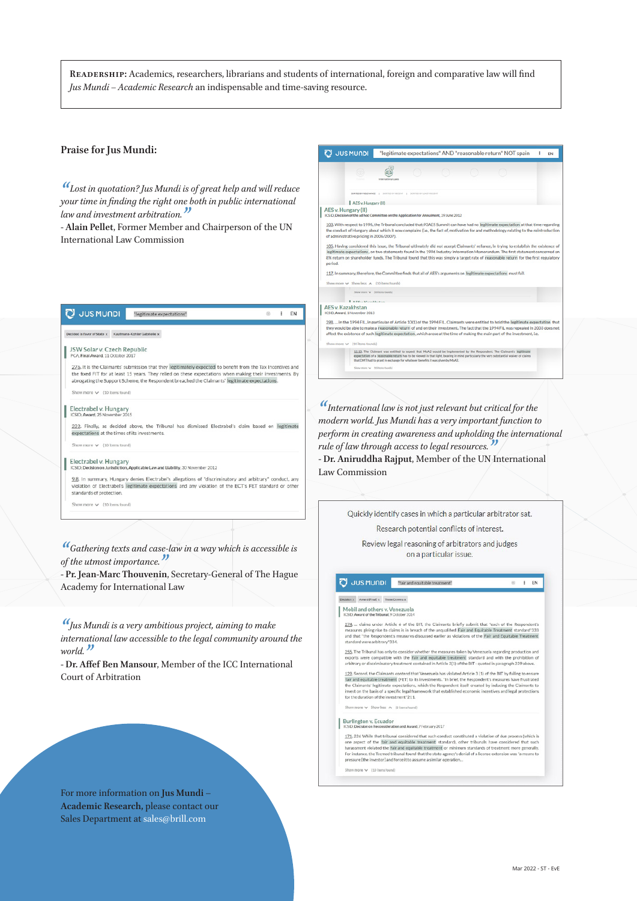**Readership:** Academics, researchers, librarians and students of international, foreign and comparative law will find *Jus Mundi – Academic Research* an indispensable and time-saving resource.

## Praise for Jus Mundi:

*"Lost in quotation? Jus Mundi is of great help and will reduce your time in finding the right one both in public international law and investment arbitration."*
- **Alain Pellet**, Former Member and Chairperson of the UN International Law Commission

*"Gathering texts and case-law in a way which is accessible is of the utmost importance."*
- **Pr. Jean-Marc Thouvenin**, Secretary-General of The Hague Academy for International Law

*"Jus Mundi is a very ambitious project, aiming to make international law accessible to the legal community around the world."*
- **Dr. Affef Ben Mansour**, Member of the ICC International Court of Arbitration

*"International law is not just relevant but critical for the modern world. Jus Mundi has a very important function to perform in creating awareness and upholding the international rule of law through access to legal resources."*
- **Dr. Aniruddha Rajput**, Member of the UN International Law Commission

Quickly identify cases in which a particular arbitrator sat.

Research potential conflicts of interest.

Review legal reasoning of arbitrators and judges on a particular issue.

For more information on **Jus Mundi – Academic Research**, please contact our Sales Department at sales@brill.com

Mar 2022 - ST - EvE